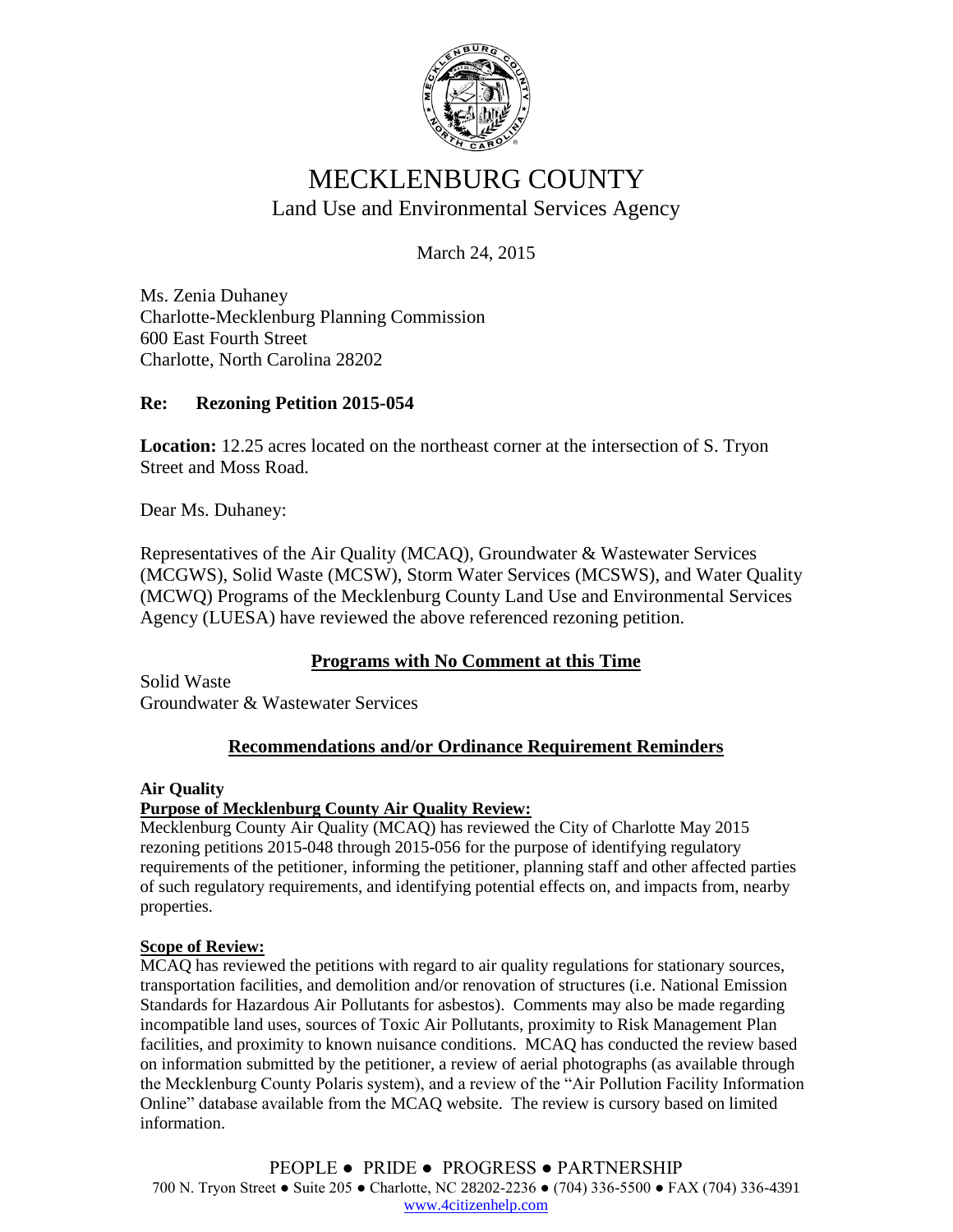# MECKLENBURG COUNTY

## Land Use and Environmental Services Agency

March 24, 2015

Ms. Zenia Duhaney
Charlotte-Mecklenburg Planning Commission
600 East Fourth Street
Charlotte, North Carolina 28202

**Re: Rezoning Petition 2015-054**

**Location:** 12.25 acres located on the northeast corner at the intersection of S. Tryon Street and Moss Road.

Dear Ms. Duhaney:

Representatives of the Air Quality (MCAQ), Groundwater & Wastewater Services (MCGWS), Solid Waste (MCSW), Storm Water Services (MCSWS), and Water Quality (MCWQ) Programs of the Mecklenburg County Land Use and Environmental Services Agency (LUESA) have reviewed the above referenced rezoning petition.

### Programs with No Comment at this Time

Solid Waste
Groundwater & Wastewater Services

### Recommendations and/or Ordinance Requirement Reminders

**Air Quality**

**Purpose of Mecklenburg County Air Quality Review:**

Mecklenburg County Air Quality (MCAQ) has reviewed the City of Charlotte May 2015 rezoning petitions 2015-048 through 2015-056 for the purpose of identifying regulatory requirements of the petitioner, informing the petitioner, planning staff and other affected parties of such regulatory requirements, and identifying potential effects on, and impacts from, nearby properties.

**Scope of Review:**

MCAQ has reviewed the petitions with regard to air quality regulations for stationary sources, transportation facilities, and demolition and/or renovation of structures (i.e. National Emission Standards for Hazardous Air Pollutants for asbestos). Comments may also be made regarding incompatible land uses, sources of Toxic Air Pollutants, proximity to Risk Management Plan facilities, and proximity to known nuisance conditions. MCAQ has conducted the review based on information submitted by the petitioner, a review of aerial photographs (as available through the Mecklenburg County Polaris system), and a review of the "Air Pollution Facility Information Online" database available from the MCAQ website. The review is cursory based on limited information.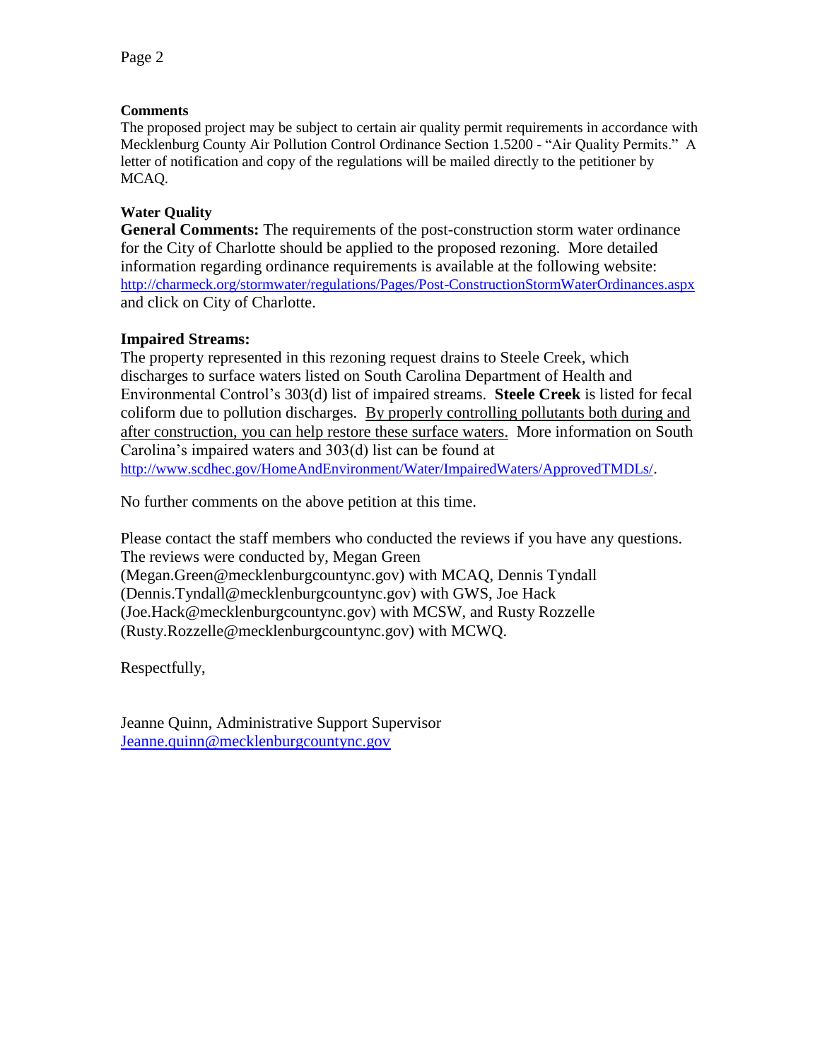**Comments**

The proposed project may be subject to certain air quality permit requirements in accordance with Mecklenburg County Air Pollution Control Ordinance Section 1.5200 - "Air Quality Permits." A letter of notification and copy of the regulations will be mailed directly to the petitioner by MCAQ.

**Water Quality**

**General Comments:** The requirements of the post-construction storm water ordinance for the City of Charlotte should be applied to the proposed rezoning. More detailed information regarding ordinance requirements is available at the following website: http://charmeck.org/stormwater/regulations/Pages/Post-ConstructionStormWaterOrdinances.aspx and click on City of Charlotte.

**Impaired Streams:**

The property represented in this rezoning request drains to Steele Creek, which discharges to surface waters listed on South Carolina Department of Health and Environmental Control's 303(d) list of impaired streams. **Steele Creek** is listed for fecal coliform due to pollution discharges. By properly controlling pollutants both during and after construction, you can help restore these surface waters. More information on South Carolina's impaired waters and 303(d) list can be found at http://www.scdhec.gov/HomeAndEnvironment/Water/ImpairedWaters/ApprovedTMDLs/.

No further comments on the above petition at this time.

Please contact the staff members who conducted the reviews if you have any questions. The reviews were conducted by, Megan Green (Megan.Green@mecklenburgcountync.gov) with MCAQ, Dennis Tyndall (Dennis.Tyndall@mecklenburgcountync.gov) with GWS, Joe Hack (Joe.Hack@mecklenburgcountync.gov) with MCSW, and Rusty Rozzelle (Rusty.Rozzelle@mecklenburgcountync.gov) with MCWQ.

Respectfully,

Jeanne Quinn, Administrative Support Supervisor
Jeanne.quinn@mecklenburgcountync.gov